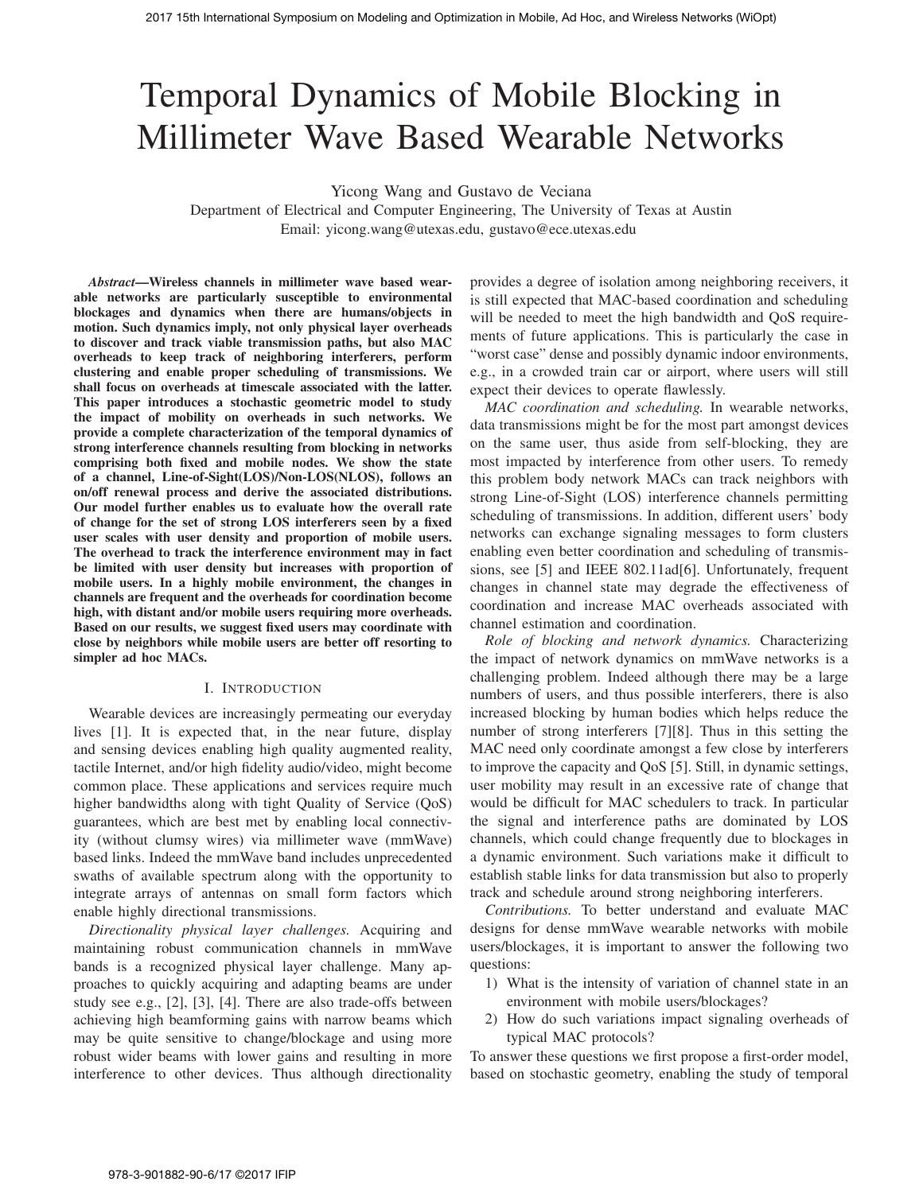# Temporal Dynamics of Mobile Blocking in Millimeter Wave Based Wearable Networks

Yicong Wang and Gustavo de Veciana
Department of Electrical and Computer Engineering, The University of Texas at Austin
Email: yicong.wang@utexas.edu, gustavo@ece.utexas.edu

***Abstract*—Wireless channels in millimeter wave based wearable networks are particularly susceptible to environmental blockages and dynamics when there are humans/objects in motion. Such dynamics imply, not only physical layer overheads to discover and track viable transmission paths, but also MAC overheads to keep track of neighboring interferers, perform clustering and enable proper scheduling of transmissions. We shall focus on overheads at timescale associated with the latter. This paper introduces a stochastic geometric model to study the impact of mobility on overheads in such networks. We provide a complete characterization of the temporal dynamics of strong interference channels resulting from blocking in networks comprising both fixed and mobile nodes. We show the state of a channel, Line-of-Sight(LOS)/Non-LOS(NLOS), follows an on/off renewal process and derive the associated distributions. Our model further enables us to evaluate how the overall rate of change for the set of strong LOS interferers seen by a fixed user scales with user density and proportion of mobile users. The overhead to track the interference environment may in fact be limited with user density but increases with proportion of mobile users. In a highly mobile environment, the changes in channels are frequent and the overheads for coordination become high, with distant and/or mobile users requiring more overheads. Based on our results, we suggest fixed users may coordinate with close by neighbors while mobile users are better off resorting to simpler ad hoc MACs.**

## I. Introduction

Wearable devices are increasingly permeating our everyday lives [1]. It is expected that, in the near future, display and sensing devices enabling high quality augmented reality, tactile Internet, and/or high fidelity audio/video, might become common place. These applications and services require much higher bandwidths along with tight Quality of Service (QoS) guarantees, which are best met by enabling local connectivity (without clumsy wires) via millimeter wave (mmWave) based links. Indeed the mmWave band includes unprecedented swaths of available spectrum along with the opportunity to integrate arrays of antennas on small form factors which enable highly directional transmissions.

*Directionality physical layer challenges.* Acquiring and maintaining robust communication channels in mmWave bands is a recognized physical layer challenge. Many approaches to quickly acquiring and adapting beams are under study see e.g., [2], [3], [4]. There are also trade-offs between achieving high beamforming gains with narrow beams which may be quite sensitive to change/blockage and using more robust wider beams with lower gains and resulting in more interference to other devices. Thus although directionality provides a degree of isolation among neighboring receivers, it is still expected that MAC-based coordination and scheduling will be needed to meet the high bandwidth and QoS requirements of future applications. This is particularly the case in "worst case" dense and possibly dynamic indoor environments, e.g., in a crowded train car or airport, where users will still expect their devices to operate flawlessly.

*MAC coordination and scheduling.* In wearable networks, data transmissions might be for the most part amongst devices on the same user, thus aside from self-blocking, they are most impacted by interference from other users. To remedy this problem body network MACs can track neighbors with strong Line-of-Sight (LOS) interference channels permitting scheduling of transmissions. In addition, different users' body networks can exchange signaling messages to form clusters enabling even better coordination and scheduling of transmissions, see [5] and IEEE 802.11ad[6]. Unfortunately, frequent changes in channel state may degrade the effectiveness of coordination and increase MAC overheads associated with channel estimation and coordination.

*Role of blocking and network dynamics.* Characterizing the impact of network dynamics on mmWave networks is a challenging problem. Indeed although there may be a large numbers of users, and thus possible interferers, there is also increased blocking by human bodies which helps reduce the number of strong interferers [7][8]. Thus in this setting the MAC need only coordinate amongst a few close by interferers to improve the capacity and QoS [5]. Still, in dynamic settings, user mobility may result in an excessive rate of change that would be difficult for MAC schedulers to track. In particular the signal and interference paths are dominated by LOS channels, which could change frequently due to blockages in a dynamic environment. Such variations make it difficult to establish stable links for data transmission but also to properly track and schedule around strong neighboring interferers.

*Contributions.* To better understand and evaluate MAC designs for dense mmWave wearable networks with mobile users/blockages, it is important to answer the following two questions:

1) What is the intensity of variation of channel state in an environment with mobile users/blockages?
2) How do such variations impact signaling overheads of typical MAC protocols?

To answer these questions we first propose a first-order model, based on stochastic geometry, enabling the study of temporal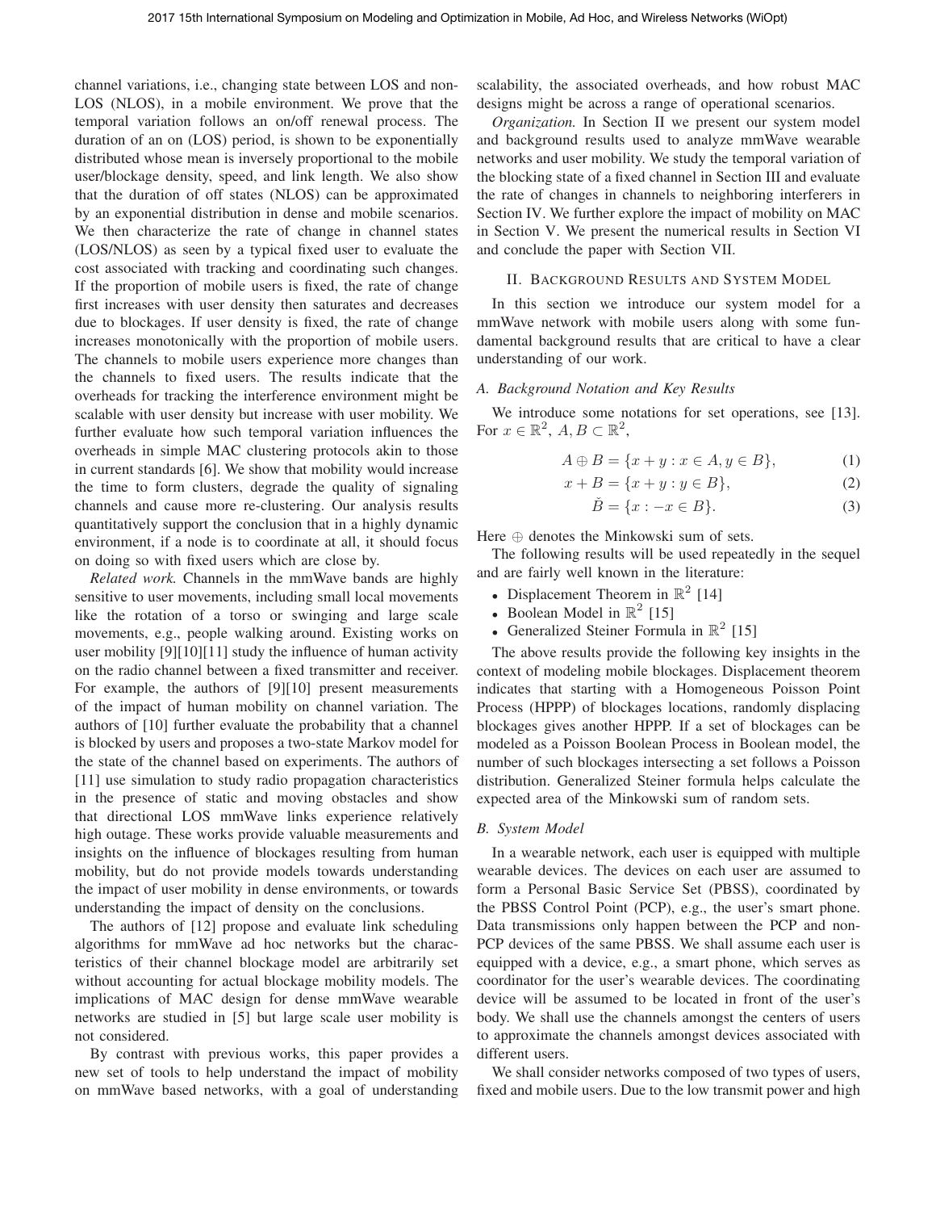channel variations, i.e., changing state between LOS and non-LOS (NLOS), in a mobile environment. We prove that the temporal variation follows an on/off renewal process. The duration of an on (LOS) period, is shown to be exponentially distributed whose mean is inversely proportional to the mobile user/blockage density, speed, and link length. We also show that the duration of off states (NLOS) can be approximated by an exponential distribution in dense and mobile scenarios. We then characterize the rate of change in channel states (LOS/NLOS) as seen by a typical fixed user to evaluate the cost associated with tracking and coordinating such changes. If the proportion of mobile users is fixed, the rate of change first increases with user density then saturates and decreases due to blockages. If user density is fixed, the rate of change increases monotonically with the proportion of mobile users. The channels to mobile users experience more changes than the channels to fixed users. The results indicate that the overheads for tracking the interference environment might be scalable with user density but increase with user mobility. We further evaluate how such temporal variation influences the overheads in simple MAC clustering protocols akin to those in current standards [6]. We show that mobility would increase the time to form clusters, degrade the quality of signaling channels and cause more re-clustering. Our analysis results quantitatively support the conclusion that in a highly dynamic environment, if a node is to coordinate at all, it should focus on doing so with fixed users which are close by.

*Related work.* Channels in the mmWave bands are highly sensitive to user movements, including small local movements like the rotation of a torso or swinging and large scale movements, e.g., people walking around. Existing works on user mobility [9][10][11] study the influence of human activity on the radio channel between a fixed transmitter and receiver. For example, the authors of [9][10] present measurements of the impact of human mobility on channel variation. The authors of [10] further evaluate the probability that a channel is blocked by users and proposes a two-state Markov model for the state of the channel based on experiments. The authors of [11] use simulation to study radio propagation characteristics in the presence of static and moving obstacles and show that directional LOS mmWave links experience relatively high outage. These works provide valuable measurements and insights on the influence of blockages resulting from human mobility, but do not provide models towards understanding the impact of user mobility in dense environments, or towards understanding the impact of density on the conclusions.

The authors of [12] propose and evaluate link scheduling algorithms for mmWave ad hoc networks but the characteristics of their channel blockage model are arbitrarily set without accounting for actual blockage mobility models. The implications of MAC design for dense mmWave wearable networks are studied in [5] but large scale user mobility is not considered.

By contrast with previous works, this paper provides a new set of tools to help understand the impact of mobility on mmWave based networks, with a goal of understanding scalability, the associated overheads, and how robust MAC designs might be across a range of operational scenarios.

*Organization.* In Section II we present our system model and background results used to analyze mmWave wearable networks and user mobility. We study the temporal variation of the blocking state of a fixed channel in Section III and evaluate the rate of changes in channels to neighboring interferers in Section IV. We further explore the impact of mobility on MAC in Section V. We present the numerical results in Section VI and conclude the paper with Section VII.

## II. Background Results and System Model

In this section we introduce our system model for a mmWave network with mobile users along with some fundamental background results that are critical to have a clear understanding of our work.

### A. Background Notation and Key Results

We introduce some notations for set operations, see [13]. For $x \in \mathbb{R}^2$, $A, B \subset \mathbb{R}^2$,

$$A \oplus B = \{x + y : x \in A, y \in B\}, \tag{1}$$

$$x + B = \{x + y : y \in B\}, \tag{2}$$

$$\check{B} = \{x : -x \in B\}. \tag{3}$$

Here $\oplus$ denotes the Minkowski sum of sets.

The following results will be used repeatedly in the sequel and are fairly well known in the literature:

- Displacement Theorem in $\mathbb{R}^2$ [14]
- Boolean Model in $\mathbb{R}^2$ [15]
- Generalized Steiner Formula in $\mathbb{R}^2$ [15]

The above results provide the following key insights in the context of modeling mobile blockages. Displacement theorem indicates that starting with a Homogeneous Poisson Point Process (HPPP) of blockages locations, randomly displacing blockages gives another HPPP. If a set of blockages can be modeled as a Poisson Boolean Process in Boolean model, the number of such blockages intersecting a set follows a Poisson distribution. Generalized Steiner formula helps calculate the expected area of the Minkowski sum of random sets.

### B. System Model

In a wearable network, each user is equipped with multiple wearable devices. The devices on each user are assumed to form a Personal Basic Service Set (PBSS), coordinated by the PBSS Control Point (PCP), e.g., the user's smart phone. Data transmissions only happen between the PCP and non-PCP devices of the same PBSS. We shall assume each user is equipped with a device, e.g., a smart phone, which serves as coordinator for the user's wearable devices. The coordinating device will be assumed to be located in front of the user's body. We shall use the channels amongst the centers of users to approximate the channels amongst devices associated with different users.

We shall consider networks composed of two types of users, fixed and mobile users. Due to the low transmit power and high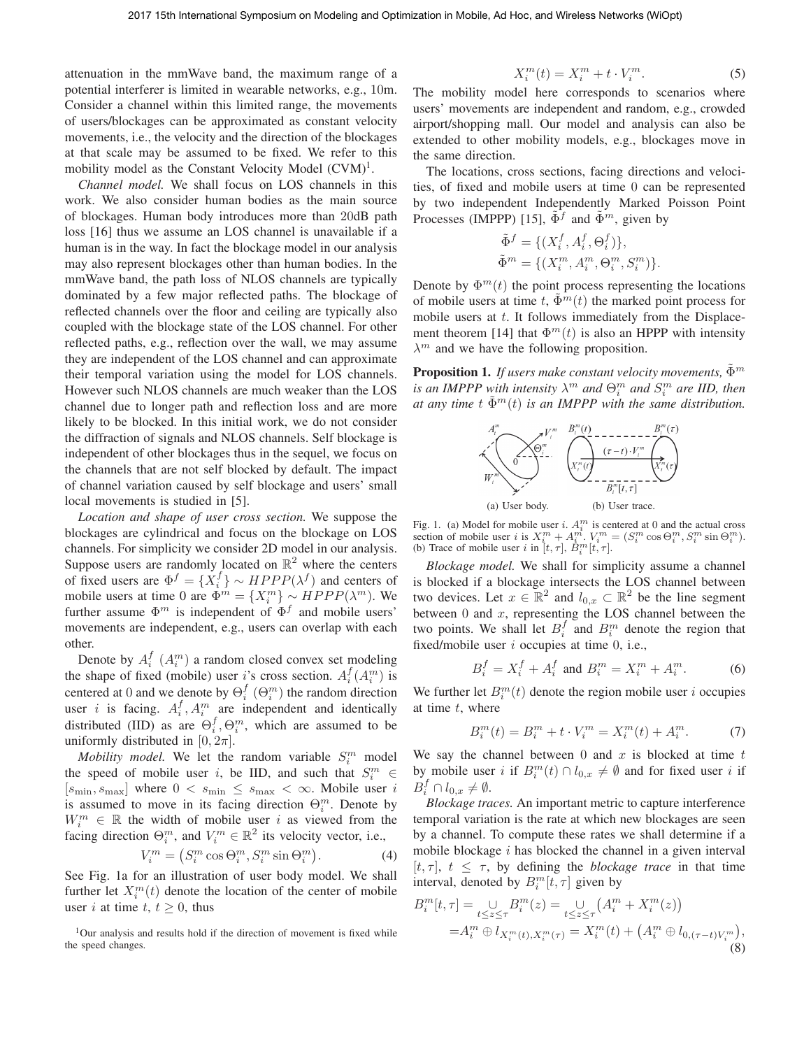attenuation in the mmWave band, the maximum range of a potential interferer is limited in wearable networks, e.g., 10m. Consider a channel within this limited range, the movements of users/blockages can be approximated as constant velocity movements, i.e., the velocity and the direction of the blockages at that scale may be assumed to be fixed. We refer to this mobility model as the Constant Velocity Model (CVM)[1].

*Channel model.* We shall focus on LOS channels in this work. We also consider human bodies as the main source of blockages. Human body introduces more than 20dB path loss [16] thus we assume an LOS channel is unavailable if a human is in the way. In fact the blockage model in our analysis may also represent blockages other than human bodies. In the mmWave band, the path loss of NLOS channels are typically dominated by a few major reflected paths. The blockage of reflected channels over the floor and ceiling are typically also coupled with the blockage state of the LOS channel. For other reflected paths, e.g., reflection over the wall, we may assume they are independent of the LOS channel and can approximate their temporal variation using the model for LOS channels. However such NLOS channels are much weaker than the LOS channel due to longer path and reflection loss and are more likely to be blocked. In this initial work, we do not consider the diffraction of signals and NLOS channels. Self blockage is independent of other blockages thus in the sequel, we focus on the channels that are not self blocked by default. The impact of channel variation caused by self blockage and users' small local movements is studied in [5].

*Location and shape of user cross section.* We suppose the blockages are cylindrical and focus on the blockage on LOS channels. For simplicity we consider 2D model in our analysis. Suppose users are randomly located on $\mathbb{R}^2$ where the centers of fixed users are $\Phi^f = \{X_i^f\} \sim HPPP(\lambda^f)$ and centers of mobile users at time 0 are $\Phi^m = \{X_i^m\} \sim HPPP(\lambda^m)$. We further assume $\Phi^m$ is independent of $\Phi^f$ and mobile users' movements are independent, e.g., users can overlap with each other.

Denote by $A_i^f$ ($A_i^m$) a random closed convex set modeling the shape of fixed (mobile) user $i$'s cross section. $A_i^f(A_i^m)$ is centered at 0 and we denote by $\Theta_i^f$ ($\Theta_i^m$) the random direction user $i$ is facing. $A_i^f, A_i^m$ are independent and identically distributed (IID) as are $\Theta_i^f, \Theta_i^m$, which are assumed to be uniformly distributed in $[0, 2\pi]$.

*Mobility model.* We let the random variable $S_i^m$ model the speed of mobile user $i$, be IID, and such that $S_i^m \in [s_{\min}, s_{\max}]$ where $0 < s_{\min} \leq s_{\max} < \infty$. Mobile user $i$ is assumed to move in its facing direction $\Theta_i^m$. Denote by $W_i^m \in \mathbb{R}$ the width of mobile user $i$ as viewed from the facing direction $\Theta_i^m$, and $V_i^m \in \mathbb{R}^2$ its velocity vector, i.e.,

$$V_i^m = \left(S_i^m \cos \Theta_i^m, S_i^m \sin \Theta_i^m\right). \tag{4}$$

See Fig. 1a for an illustration of user body model. We shall further let $X_i^m(t)$ denote the location of the center of mobile user $i$ at time $t$, $t \geq 0$, thus

$$X_i^m(t) = X_i^m + t \cdot V_i^m. \tag{5}$$

The mobility model here corresponds to scenarios where users' movements are independent and random, e.g., crowded airport/shopping mall. Our model and analysis can also be extended to other mobility models, e.g., blockages move in the same direction.

The locations, cross sections, facing directions and velocities, of fixed and mobile users at time 0 can be represented by two independent Independently Marked Poisson Point Processes (IMPPP) [15], $\tilde{\Phi}^f$ and $\tilde{\Phi}^m$, given by

$$\tilde{\Phi}^f = \{(X_i^f, A_i^f, \Theta_i^f)\},$$
$$\tilde{\Phi}^m = \{(X_i^m, A_i^m, \Theta_i^m, S_i^m)\}.$$

Denote by $\Phi^m(t)$ the point process representing the locations of mobile users at time $t$, $\tilde{\Phi}^m(t)$ the marked point process for mobile users at $t$. It follows immediately from the Displacement theorem [14] that $\Phi^m(t)$ is also an HPPP with intensity $\lambda^m$ and we have the following proposition.

**Proposition 1.** *If users make constant velocity movements, $\tilde{\Phi}^m$ is an IMPPP with intensity $\lambda^m$ and $\Theta_i^m$ and $S_i^m$ are IID, then at any time $t$ $\tilde{\Phi}^m(t)$ is an IMPPP with the same distribution.*

(a) User body. (b) User trace.

Fig. 1. (a) Model for mobile user $i$. $A_i^m$ is centered at 0 and the actual cross section of mobile user $i$ is $X_i^m + A_i^m$. $V_i^m = (S_i^m \cos \Theta_i^m, S_i^m \sin \Theta_i^m)$. (b) Trace of mobile user $i$ in $[t, \tau]$, $B_i^m[t, \tau]$.

*Blockage model.* We shall for simplicity assume a channel is blocked if a blockage intersects the LOS channel between two devices. Let $x \in \mathbb{R}^2$ and $l_{0,x} \subset \mathbb{R}^2$ be the line segment between 0 and $x$, representing the LOS channel between the two points. We shall let $B_i^f$ and $B_i^m$ denote the region that fixed/mobile user $i$ occupies at time 0, i.e.,

$$B_i^f = X_i^f + A_i^f \text{ and } B_i^m = X_i^m + A_i^m. \tag{6}$$

We further let $B_i^m(t)$ denote the region mobile user $i$ occupies at time $t$, where

$$B_i^m(t) = B_i^m + t \cdot V_i^m = X_i^m(t) + A_i^m. \tag{7}$$

We say the channel between 0 and $x$ is blocked at time $t$ by mobile user $i$ if $B_i^m(t) \cap l_{0,x} \neq \emptyset$ and for fixed user $i$ if $B_i^f \cap l_{0,x} \neq \emptyset$.

*Blockage traces.* An important metric to capture interference temporal variation is the rate at which new blockages are seen by a channel. To compute these rates we shall determine if a mobile blockage $i$ has blocked the channel in a given interval $[t, \tau]$, $t \leq \tau$, by defining the *blockage trace* in that time interval, denoted by $B_i^m[t, \tau]$ given by

$$\begin{aligned} B_i^m[t, \tau] &= \bigcup_{t \leq z \leq \tau} B_i^m(z) = \bigcup_{t \leq z \leq \tau} \left(A_i^m + X_i^m(z)\right) \\ &= A_i^m \oplus l_{X_i^m(t), X_i^m(\tau)} = X_i^m(t) + \left(A_i^m \oplus l_{0,(\tau - t)V_i^m}\right), \end{aligned} \tag{8}$$

[1] Our analysis and results hold if the direction of movement is fixed while the speed changes.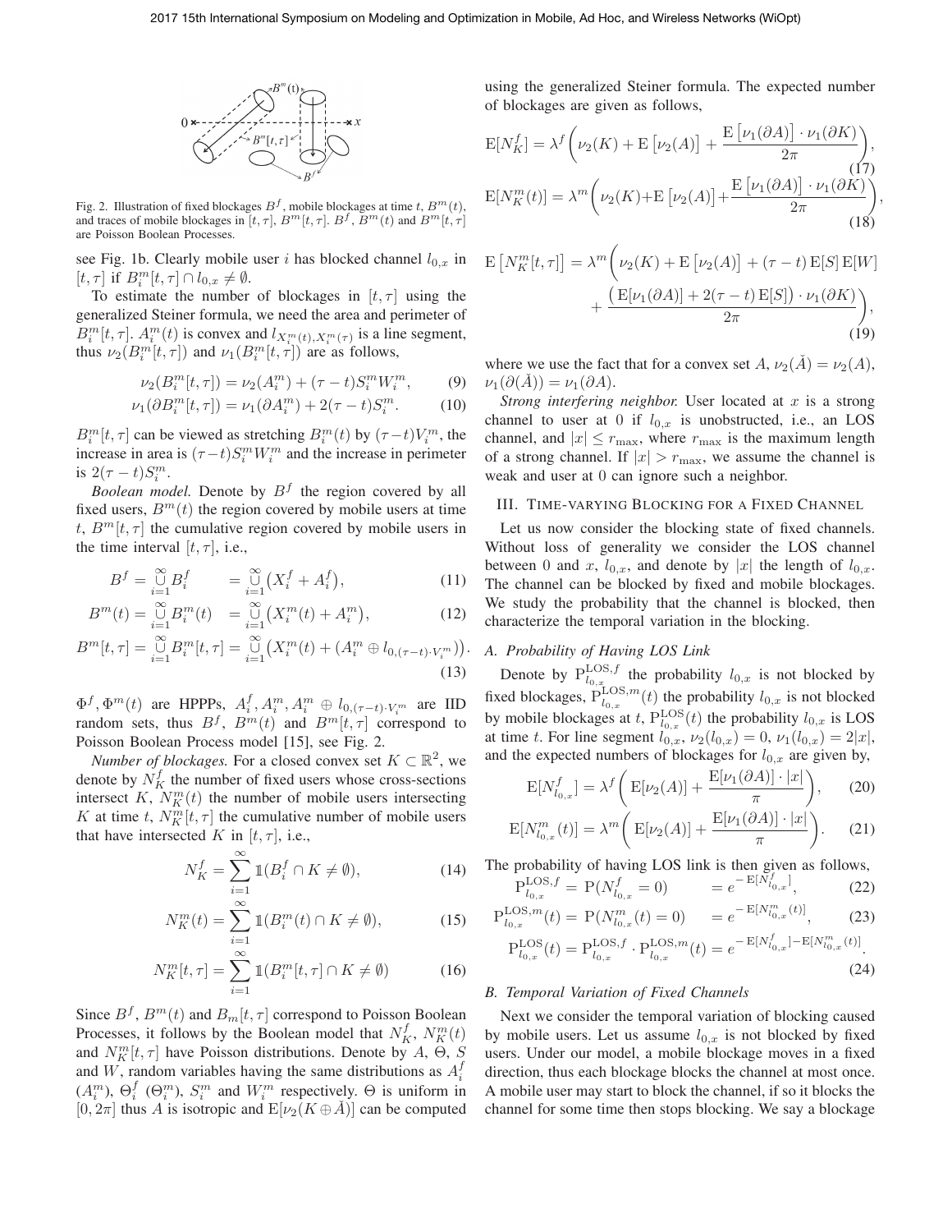Fig. 2. Illustration of fixed blockages $B^f$, mobile blockages at time $t$, $B^m(t)$, and traces of mobile blockages in $[t,\tau]$, $B^m[t,\tau]$. $B^f$, $B^m(t)$ and $B^m[t,\tau]$ are Poisson Boolean Processes.

see Fig. 1b. Clearly mobile user $i$ has blocked channel $l_{0,x}$ in $[t,\tau]$ if $B_i^m[t,\tau] \cap l_{0,x} \neq \emptyset$.

To estimate the number of blockages in $[t,\tau]$ using the generalized Steiner formula, we need the area and perimeter of $B_i^m[t,\tau]$. $A_i^m(t)$ is convex and $l_{X_i^m(t),X_i^m(\tau)}$ is a line segment, thus $\nu_2(B_i^m[t,\tau])$ and $\nu_1(B_i^m[t,\tau])$ are as follows,

$$\nu_2(B_i^m[t,\tau]) = \nu_2(A_i^m) + (\tau - t)S_i^m W_i^m, \tag{9}$$

$$\nu_1(\partial B_i^m[t,\tau]) = \nu_1(\partial A_i^m) + 2(\tau - t)S_i^m. \tag{10}$$

$B_i^m[t,\tau]$ can be viewed as stretching $B_i^m(t)$ by $(\tau - t)V_i^m$, the increase in area is $(\tau-t)S_i^m W_i^m$ and the increase in perimeter is $2(\tau - t)S_i^m$.

*Boolean model.* Denote by $B^f$ the region covered by all fixed users, $B^m(t)$ the region covered by mobile users at time $t$, $B^m[t,\tau]$ the cumulative region covered by mobile users in the time interval $[t,\tau]$, i.e.,

$$B^f = \bigcup_{i=1}^{\infty} B_i^f = \bigcup_{i=1}^{\infty} \left(X_i^f + A_i^f\right), \tag{11}$$

$$B^m(t) = \bigcup_{i=1}^{\infty} B_i^m(t) = \bigcup_{i=1}^{\infty} \left(X_i^m(t) + A_i^m\right), \tag{12}$$

$$B^m[t,\tau] = \bigcup_{i=1}^{\infty} B_i^m[t,\tau] = \bigcup_{i=1}^{\infty} \left(X_i^m(t) + (A_i^m \oplus l_{0,(\tau-t)\cdot V_i^m})\right). \tag{13}$$

$\Phi^f, \Phi^m(t)$ are HPPPs, $A_i^f, A_i^m, A_i^m \oplus l_{0,(\tau-t)\cdot V_i^m}$ are IID random sets, thus $B^f$, $B^m(t)$ and $B^m[t,\tau]$ correspond to Poisson Boolean Process model [15], see Fig. 2.

*Number of blockages.* For a closed convex set $K \subset \mathbb{R}^2$, we denote by $N_K^f$ the number of fixed users whose cross-sections intersect $K$, $N_K^m(t)$ the number of mobile users intersecting $K$ at time $t$, $N_K^m[t,\tau]$ the cumulative number of mobile users that have intersected $K$ in $[t,\tau]$, i.e.,

$$N_K^f = \sum_{i=1}^{\infty} \mathbb{1}(B_i^f \cap K \neq \emptyset), \tag{14}$$

$$N_K^m(t) = \sum_{i=1}^{\infty} \mathbb{1}(B_i^m(t) \cap K \neq \emptyset), \tag{15}$$

$$N_K^m[t,\tau] = \sum_{i=1}^{\infty} \mathbb{1}(B_i^m[t,\tau] \cap K \neq \emptyset) \tag{16}$$

Since $B^f$, $B^m(t)$ and $B_m[t,\tau]$ correspond to Poisson Boolean Processes, it follows by the Boolean model that $N_K^f$, $N_K^m(t)$ and $N_K^m[t,\tau]$ have Poisson distributions. Denote by $A$, $\Theta$, $S$ and $W$, random variables having the same distributions as $A_i^f$ ($A_i^m$), $\Theta_i^f$ ($\Theta_i^m$), $S_i^m$ and $W_i^m$ respectively. $\Theta$ is uniform in $[0,2\pi]$ thus $A$ is isotropic and $\mathrm{E}[\nu_2(K \oplus \check{A})]$ can be computed using the generalized Steiner formula. The expected number of blockages are given as follows,

$$\mathrm{E}[N_K^f] = \lambda^f\left(\nu_2(K) + \mathrm{E}\left[\nu_2(A)\right] + \frac{\mathrm{E}\left[\nu_1(\partial A)\right]\cdot \nu_1(\partial K)}{2\pi}\right), \tag{17}$$

$$\mathrm{E}[N_K^m(t)] = \lambda^m\left(\nu_2(K) + \mathrm{E}\left[\nu_2(A)\right] + \frac{\mathrm{E}\left[\nu_1(\partial A)\right]\cdot \nu_1(\partial K)}{2\pi}\right), \tag{18}$$

$$\mathrm{E}\left[N_K^m[t,\tau]\right] = \lambda^m\Bigg(\nu_2(K) + \mathrm{E}\left[\nu_2(A)\right] + (\tau - t)\,\mathrm{E}[S]\,\mathrm{E}[W] + \frac{\left(\mathrm{E}[\nu_1(\partial A)] + 2(\tau-t)\,\mathrm{E}[S]\right)\cdot \nu_1(\partial K)}{2\pi}\Bigg), \tag{19}$$

where we use the fact that for a convex set $A$, $\nu_2(\check{A}) = \nu_2(A)$, $\nu_1(\partial(\check{A})) = \nu_1(\partial A)$.

*Strong interfering neighbor.* User located at $x$ is a strong channel to user at 0 if $l_{0,x}$ is unobstructed, i.e., an LOS channel, and $|x| \leq r_{\max}$, where $r_{\max}$ is the maximum length of a strong channel. If $|x| > r_{\max}$, we assume the channel is weak and user at 0 can ignore such a neighbor.

## III. Time-varying Blocking for a Fixed Channel

Let us now consider the blocking state of fixed channels. Without loss of generality we consider the LOS channel between 0 and $x$, $l_{0,x}$, and denote by $|x|$ the length of $l_{0,x}$. The channel can be blocked by fixed and mobile blockages. We study the probability that the channel is blocked, then characterize the temporal variation in the blocking.

### A. Probability of Having LOS Link

Denote by $\mathrm{P}_{l_{0,x}}^{\mathrm{LOS},f}$ the probability $l_{0,x}$ is not blocked by fixed blockages, $\mathrm{P}_{l_{0,x}}^{\mathrm{LOS},m}(t)$ the probability $l_{0,x}$ is not blocked by mobile blockages at $t$, $\mathrm{P}_{l_{0,x}}^{\mathrm{LOS}}(t)$ the probability $l_{0,x}$ is LOS at time $t$. For line segment $l_{0,x}$, $\nu_2(l_{0,x}) = 0$, $\nu_1(l_{0,x}) = 2|x|$, and the expected numbers of blockages for $l_{0,x}$ are given by,

$$\mathrm{E}[N_{l_{0,x}}^f] = \lambda^f\left(\mathrm{E}[\nu_2(A)] + \frac{\mathrm{E}[\nu_1(\partial A)]\cdot |x|}{\pi}\right), \tag{20}$$

$$\mathrm{E}[N_{l_{0,x}}^m(t)] = \lambda^m\left(\mathrm{E}[\nu_2(A)] + \frac{\mathrm{E}[\nu_1(\partial A)]\cdot |x|}{\pi}\right). \tag{21}$$

The probability of having LOS link is then given as follows,

$$\mathrm{P}_{l_{0,x}}^{\mathrm{LOS},f} = \mathrm{P}(N_{l_{0,x}}^f = 0) = e^{-\mathrm{E}[N_{l_{0,x}}^f]}, \tag{22}$$

$$\mathrm{P}_{l_{0,x}}^{\mathrm{LOS},m}(t) = \mathrm{P}(N_{l_{0,x}}^m(t) = 0) = e^{-\mathrm{E}[N_{l_{0,x}}^m(t)]}, \tag{23}$$

$$\mathrm{P}_{l_{0,x}}^{\mathrm{LOS}}(t) = \mathrm{P}_{l_{0,x}}^{\mathrm{LOS},f}\cdot \mathrm{P}_{l_{0,x}}^{\mathrm{LOS},m}(t) = e^{-\mathrm{E}[N_{l_{0,x}}^f] - \mathrm{E}[N_{l_{0,x}}^m(t)]}. \tag{24}$$

### B. Temporal Variation of Fixed Channels

Next we consider the temporal variation of blocking caused by mobile users. Let us assume $l_{0,x}$ is not blocked by fixed users. Under our model, a mobile blockage moves in a fixed direction, thus each blockage blocks the channel at most once. A mobile user may start to block the channel, if so it blocks the channel for some time then stops blocking. We say a blockage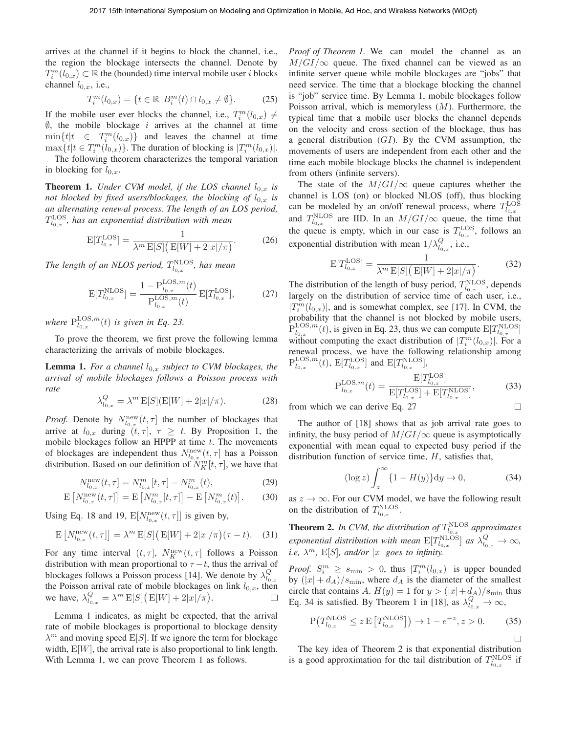arrives at the channel if it begins to block the channel, i.e., the region the blockage intersects the channel. Denote by $T_i^m(l_{0,x}) \subset \mathbb{R}$ the (bounded) time interval mobile user $i$ blocks channel $l_{0,x}$, i.e.,

$$T_i^m(l_{0,x}) = \{t \in \mathbb{R} \,|\, B_i^m(t) \cap l_{0,x} \neq \emptyset\}. \tag{25}$$

If the mobile user ever blocks the channel, i.e., $T_i^m(l_{0,x}) \neq \emptyset$, the mobile blockage $i$ arrives at the channel at time $\min\{t | t \in T_i^m(l_{0,x})\}$ and leaves the channel at time $\max\{t | t \in T_i^m(l_{0,x})\}$. The duration of blocking is $|T_i^m(l_{0,x})|$.

The following theorem characterizes the temporal variation in blocking for $l_{0,x}$.

**Theorem 1.** *Under CVM model, if the LOS channel $l_{0,x}$ is not blocked by fixed users/blockages, the blocking of $l_{0,x}$ is an alternating renewal process. The length of an LOS period, $T_{l_{0,x}}^{\text{LOS}}$, has an exponential distribution with mean*

$$\mathrm{E}[T_{l_{0,x}}^{\text{LOS}}] = \frac{1}{\lambda^m \,\mathrm{E}[S]\big(\,\mathrm{E}[W] + 2|x|/\pi\big)}. \tag{26}$$

*The length of an NLOS period, $T_{l_{0,x}}^{\text{NLOS}}$, has mean*

$$\mathrm{E}[T_{l_{0,x}}^{\text{NLOS}}] = \frac{1 - \mathrm{P}_{l_{0,x}}^{\text{LOS},m}(t)}{\mathrm{P}_{l_{0,x}}^{\text{LOS},m}(t)}\,\mathrm{E}[T_{l_{0,x}}^{\text{LOS}}], \tag{27}$$

*where $\mathrm{P}_{l_{0,x}}^{\text{LOS},m}(t)$ is given in Eq. 23.*

To prove the theorem, we first prove the following lemma characterizing the arrivals of mobile blockages.

**Lemma 1.** *For a channel $l_{0,x}$ subject to CVM blockages, the arrival of mobile blockages follows a Poisson process with rate*

$$\lambda_{l_{0,x}}^Q = \lambda^m \,\mathrm{E}[S](\mathrm{E}[W] + 2|x|/\pi). \tag{28}$$

*Proof.* Denote by $N_{l_{0,x}}^{\text{new}}(t,\tau]$ the number of blockages that arrive at $l_{0,x}$ during $(t,\tau]$, $\tau \geq t$. By Proposition 1, the mobile blockages follow an HPPP at time $t$. The movements of blockages are independent thus $N_{l_{0,x}}^{\text{new}}(t,\tau]$ has a Poisson distribution. Based on our definition of $N_K^m[t,\tau]$, we have that

$$N_{l_{0,x}}^{\text{new}}(t,\tau] = N_{l_{0,x}}^m[t,\tau] - N_{l_{0,x}}^m(t), \tag{29}$$

$$\mathrm{E}\left[N_{l_{0,x}}^{\text{new}}(t,\tau]\right] = \mathrm{E}\left[N_{l_{0,x}}^m[t,\tau]\right] - \mathrm{E}\left[N_{l_{0,x}}^m(t)\right]. \tag{30}$$

Using Eq. 18 and 19, $\mathrm{E}[N_{l_{0,x}}^{\text{new}}(t,\tau]]$ is given by,

$$\mathrm{E}\left[N_{l_{0,x}}^{\text{new}}(t,\tau]\right] = \lambda^m \,\mathrm{E}[S]\big(\,\mathrm{E}[W] + 2|x|/\pi\big)(\tau - t). \tag{31}$$

For any time interval $(t,\tau]$, $N_K^{\text{new}}(t,\tau]$ follows a Poisson distribution with mean proportional to $\tau - t$, thus the arrival of blockages follows a Poisson process [14]. We denote by $\lambda_{l_{0,x}}^Q$ the Poisson arrival rate of mobile blockages on link $l_{0,x}$, then we have, $\lambda_{l_{0,x}}^Q = \lambda^m \,\mathrm{E}[S]\big(\,\mathrm{E}[W] + 2|x|/\pi\big)$. □

Lemma 1 indicates, as might be expected, that the arrival rate of mobile blockages is proportional to blockage density $\lambda^m$ and moving speed $\mathrm{E}[S]$. If we ignore the term for blockage width, $\mathrm{E}[W]$, the arrival rate is also proportional to link length. With Lemma 1, we can prove Theorem 1 as follows.

*Proof of Theorem 1.* We can model the channel as an $M/GI/\infty$ queue. The fixed channel can be viewed as an infinite server queue while mobile blockages are "jobs" that need service. The time that a blockage blocking the channel is "job" service time. By Lemma 1, mobile blockages follow Poisson arrival, which is memoryless ($M$). Furthermore, the typical time that a mobile user blocks the channel depends on the velocity and cross section of the blockage, thus has a general distribution ($GI$). By the CVM assumption, the movements of users are independent from each other and the time each mobile blockage blocks the channel is independent from others (infinite servers).

The state of the $M/GI/\infty$ queue captures whether the channel is LOS (on) or blocked NLOS (off), thus blocking can be modeled by an on/off renewal process, where $T_{l_{0,x}}^{\text{LOS}}$ and $T_{l_{0,x}}^{\text{NLOS}}$ are IID. In an $M/GI/\infty$ queue, the time that the queue is empty, which in our case is $T_{l_{0,x}}^{\text{LOS}}$, follows an exponential distribution with mean $1/\lambda_{l_{0,x}}^Q$, i.e.,

$$\mathrm{E}[T_{l_{0,x}}^{\text{LOS}}] = \frac{1}{\lambda^m \,\mathrm{E}[S]\big(\,\mathrm{E}[W] + 2|x|/\pi\big)}. \tag{32}$$

The distribution of the length of busy period, $T_{l_{0,x}}^{\text{NLOS}}$, depends largely on the distribution of service time of each user, i.e., $|T_i^m(l_{0,x})|$, and is somewhat complex, see [17]. In CVM, the probability that the channel is not blocked by mobile users, $\mathrm{P}_{l_{0,x}}^{\text{LOS},m}(t)$, is given in Eq. 23, thus we can compute $\mathrm{E}[T_{l_{0,x}}^{\text{NLOS}}]$ without computing the exact distribution of $|T_i^m(l_{0,x})|$. For a renewal process, we have the following relationship among $\mathrm{P}_{l_{0,x}}^{\text{LOS},m}(t)$, $\mathrm{E}[T_{l_{0,x}}^{\text{LOS}}]$ and $\mathrm{E}[T_{l_{0,x}}^{\text{NLOS}}]$,

$$\mathrm{P}_{l_{0,x}}^{\text{LOS},m}(t) = \frac{\mathrm{E}[T_{l_{0,x}}^{\text{LOS}}]}{\mathrm{E}[T_{l_{0,x}}^{\text{LOS}}] + \mathrm{E}[T_{l_{0,x}}^{\text{NLOS}}]}, \tag{33}$$

from which we can derive Eq. 27 □

The author of [18] shows that as job arrival rate goes to infinity, the busy period of $M/GI/\infty$ queue is asymptotically exponential with mean equal to expected busy period if the distribution function of service time, $H$, satisfies that,

$$(\log z)\int_z^\infty \{1 - H(y)\}\mathrm{d}y \to 0, \tag{34}$$

as $z \to \infty$. For our CVM model, we have the following result on the distribution of $T_{l_{0,x}}^{\text{NLOS}}$.

**Theorem 2.** *In CVM, the distribution of $T_{l_{0,x}}^{\text{NLOS}}$ approximates exponential distribution with mean $\mathrm{E}[T_{l_{0,x}}^{\text{NLOS}}]$ as $\lambda_{l_{0,x}}^Q \to \infty$, i.e, $\lambda^m$, $\mathrm{E}[S]$, and/or $|x|$ goes to infinity.*

*Proof.* $S_i^m \geq s_{\min} > 0$, thus $|T_i^m(l_{0,x})|$ is upper bounded by $(|x| + d_A)/s_{\min}$, where $d_A$ is the diameter of the smallest circle that contains $A$. $H(y) = 1$ for $y > (|x| + d_A)/s_{\min}$ thus Eq. 34 is satisfied. By Theorem 1 in [18], as $\lambda_{l_{0,x}}^Q \to \infty$,

$$\mathrm{P}\big(T_{l_{0,x}}^{\text{NLOS}} \leq z\,\mathrm{E}\left[T_{l_{0,x}}^{\text{NLOS}}\right]\big) \to 1 - e^{-z}, z > 0. \tag{35}$$

□

The key idea of Theorem 2 is that exponential distribution is a good approximation for the tail distribution of $T_{l_{0,x}}^{\text{NLOS}}$ if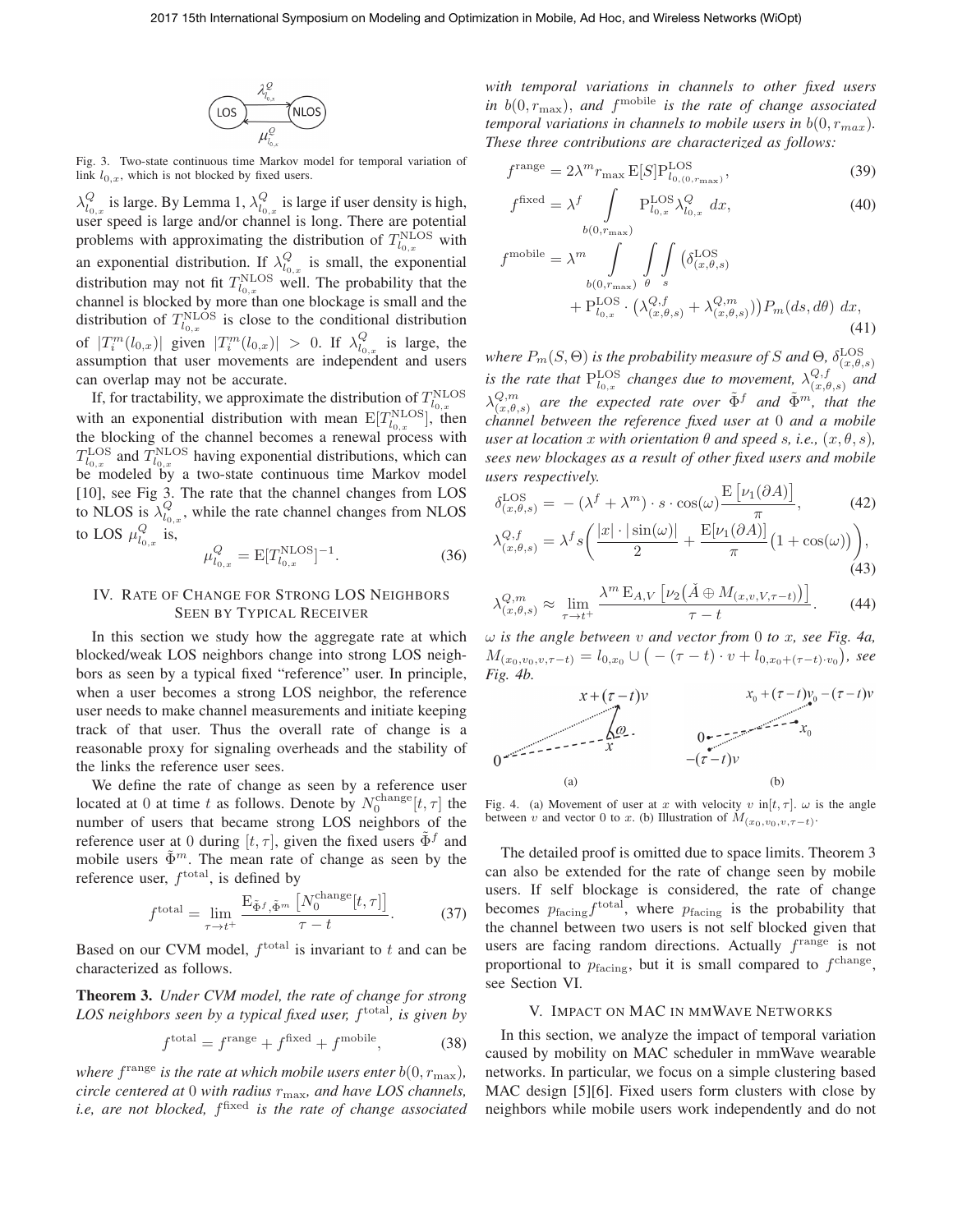Fig. 3. Two-state continuous time Markov model for temporal variation of link $l_{0,x}$, which is not blocked by fixed users.

$\lambda^Q_{l_{0,x}}$ is large. By Lemma 1, $\lambda^Q_{l_{0,x}}$ is large if user density is high, user speed is large and/or channel is long. There are potential problems with approximating the distribution of $T^{\text{NLOS}}_{l_{0,x}}$ with an exponential distribution. If $\lambda^Q_{l_{0,x}}$ is small, the exponential distribution may not fit $T^{\text{NLOS}}_{l_{0,x}}$ well. The probability that the channel is blocked by more than one blockage is small and the distribution of $T^{\text{NLOS}}_{l_{0,x}}$ is close to the conditional distribution of $|T^m_i(l_{0,x})|$ given $|T^m_i(l_{0,x})| > 0$. If $\lambda^Q_{l_{0,x}}$ is large, the assumption that user movements are independent and users can overlap may not be accurate.

If, for tractability, we approximate the distribution of $T^{\text{NLOS}}_{l_{0,x}}$ with an exponential distribution with mean $\mathrm{E}[T^{\text{NLOS}}_{l_{0,x}}]$, then the blocking of the channel becomes a renewal process with $T^{\text{LOS}}_{l_{0,x}}$ and $T^{\text{NLOS}}_{l_{0,x}}$ having exponential distributions, which can be modeled by a two-state continuous time Markov model [10], see Fig 3. The rate that the channel changes from LOS to NLOS is $\lambda^Q_{l_{0,x}}$, while the rate channel changes from NLOS to LOS $\mu^Q_{l_{0,x}}$ is,

$$\mu^Q_{l_{0,x}} = \mathrm{E}[T^{\text{NLOS}}_{l_{0,x}}]^{-1}. \tag{36}$$

## IV. Rate of Change for Strong LOS Neighbors Seen by Typical Receiver

In this section we study how the aggregate rate at which blocked/weak LOS neighbors change into strong LOS neighbors as seen by a typical fixed "reference" user. In principle, when a user becomes a strong LOS neighbor, the reference user needs to make channel measurements and initiate keeping track of that user. Thus the overall rate of change is a reasonable proxy for signaling overheads and the stability of the links the reference user sees.

We define the rate of change as seen by a reference user located at 0 at time $t$ as follows. Denote by $N^{\text{change}}_0[t,\tau]$ the number of users that became strong LOS neighbors of the reference user at 0 during $[t,\tau]$, given the fixed users $\tilde{\Phi}^f$ and mobile users $\tilde{\Phi}^m$. The mean rate of change as seen by the reference user, $f^{\text{total}}$, is defined by

$$f^{\text{total}} = \lim_{\tau \to t^+} \frac{\mathrm{E}_{\tilde{\Phi}^f,\tilde{\Phi}^m}\left[N^{\text{change}}_0[t,\tau]\right]}{\tau - t}. \tag{37}$$

Based on our CVM model, $f^{\text{total}}$ is invariant to $t$ and can be characterized as follows.

**Theorem 3.** *Under CVM model, the rate of change for strong LOS neighbors seen by a typical fixed user, $f^{\text{total}}$, is given by*

$$f^{\text{total}} = f^{\text{range}} + f^{\text{fixed}} + f^{\text{mobile}}, \tag{38}$$

*where $f^{\text{range}}$ is the rate at which mobile users enter $b(0, r_{\max})$, circle centered at 0 with radius $r_{\max}$, and have LOS channels, i.e, are not blocked, $f^{\text{fixed}}$ is the rate of change associated with temporal variations in channels to other fixed users in $b(0, r_{\max})$, and $f^{\text{mobile}}$ is the rate of change associated temporal variations in channels to mobile users in $b(0, r_{max})$. These three contributions are characterized as follows:*

$$f^{\text{range}} = 2\lambda^m r_{\max}\,\mathrm{E}[S]\mathrm{P}^{\text{LOS}}_{l_{0,(0,r_{\max})}}, \tag{39}$$

$$f^{\text{fixed}} = \lambda^f \int_{b(0,r_{\max})} \mathrm{P}^{\text{LOS}}_{l_{0,x}} \lambda^Q_{l_{0,x}}\, dx, \tag{40}$$

$$f^{\text{mobile}} = \lambda^m \int_{b(0,r_{\max})} \int_\theta \int_s \big(\delta^{\text{LOS}}_{(x,\theta,s)} + \mathrm{P}^{\text{LOS}}_{l_{0,x}} \cdot \big(\lambda^{Q,f}_{(x,\theta,s)} + \lambda^{Q,m}_{(x,\theta,s)}\big)\big) P_m(ds, d\theta)\; dx, \tag{41}$$

*where $P_m(S,\Theta)$ is the probability measure of $S$ and $\Theta$, $\delta^{\text{LOS}}_{(x,\theta,s)}$ is the rate that $\mathrm{P}^{\text{LOS}}_{l_{0,x}}$ changes due to movement, $\lambda^{Q,f}_{(x,\theta,s)}$ and $\lambda^{Q,m}_{(x,\theta,s)}$ are the expected rate over $\tilde{\Phi}^f$ and $\tilde{\Phi}^m$, that the channel between the reference fixed user at 0 and a mobile user at location $x$ with orientation $\theta$ and speed $s$, i.e., $(x,\theta,s)$, sees new blockages as a result of other fixed users and mobile users respectively.*

$$\delta^{\text{LOS}}_{(x,\theta,s)} = -(\lambda^f + \lambda^m)\cdot s \cdot \cos(\omega)\frac{\mathrm{E}\left[\nu_1(\partial A)\right]}{\pi}, \tag{42}$$

$$\lambda^{Q,f}_{(x,\theta,s)} = \lambda^f s\bigg(\frac{|x|\cdot|\sin(\omega)|}{2} + \frac{\mathrm{E}[\nu_1(\partial A)]}{\pi}\big(1+\cos(\omega)\big)\bigg), \tag{43}$$

$$\lambda^{Q,m}_{(x,\theta,s)} \approx \lim_{\tau \to t^+} \frac{\lambda^m\,\mathrm{E}_{A,V}\left[\nu_2\big(\check{A} \oplus M_{(x,v,V,\tau-t)}\big)\right]}{\tau - t}. \tag{44}$$

*$\omega$ is the angle between $v$ and vector from 0 to $x$, see Fig. 4a, $M_{(x_0,v_0,v,\tau-t)} = l_{0,x_0} \cup \big(-(\tau-t)\cdot v + l_{0,x_0+(\tau-t)\cdot v_0}\big)$, see Fig. 4b.*

Fig. 4. (a) Movement of user at $x$ with velocity $v$ in$[t,\tau]$. $\omega$ is the angle between $v$ and vector 0 to $x$. (b) Illustration of $M_{(x_0,v_0,v,\tau-t)}$.

The detailed proof is omitted due to space limits. Theorem 3 can also be extended for the rate of change seen by mobile users. If self blockage is considered, the rate of change becomes $p_{\text{facing}} f^{\text{total}}$, where $p_{\text{facing}}$ is the probability that the channel between two users is not self blocked given that users are facing random directions. Actually $f^{\text{range}}$ is not proportional to $p_{\text{facing}}$, but it is small compared to $f^{\text{change}}$, see Section VI.

## V. Impact on MAC in mmWave Networks

In this section, we analyze the impact of temporal variation caused by mobility on MAC scheduler in mmWave wearable networks. In particular, we focus on a simple clustering based MAC design [5][6]. Fixed users form clusters with close by neighbors while mobile users work independently and do not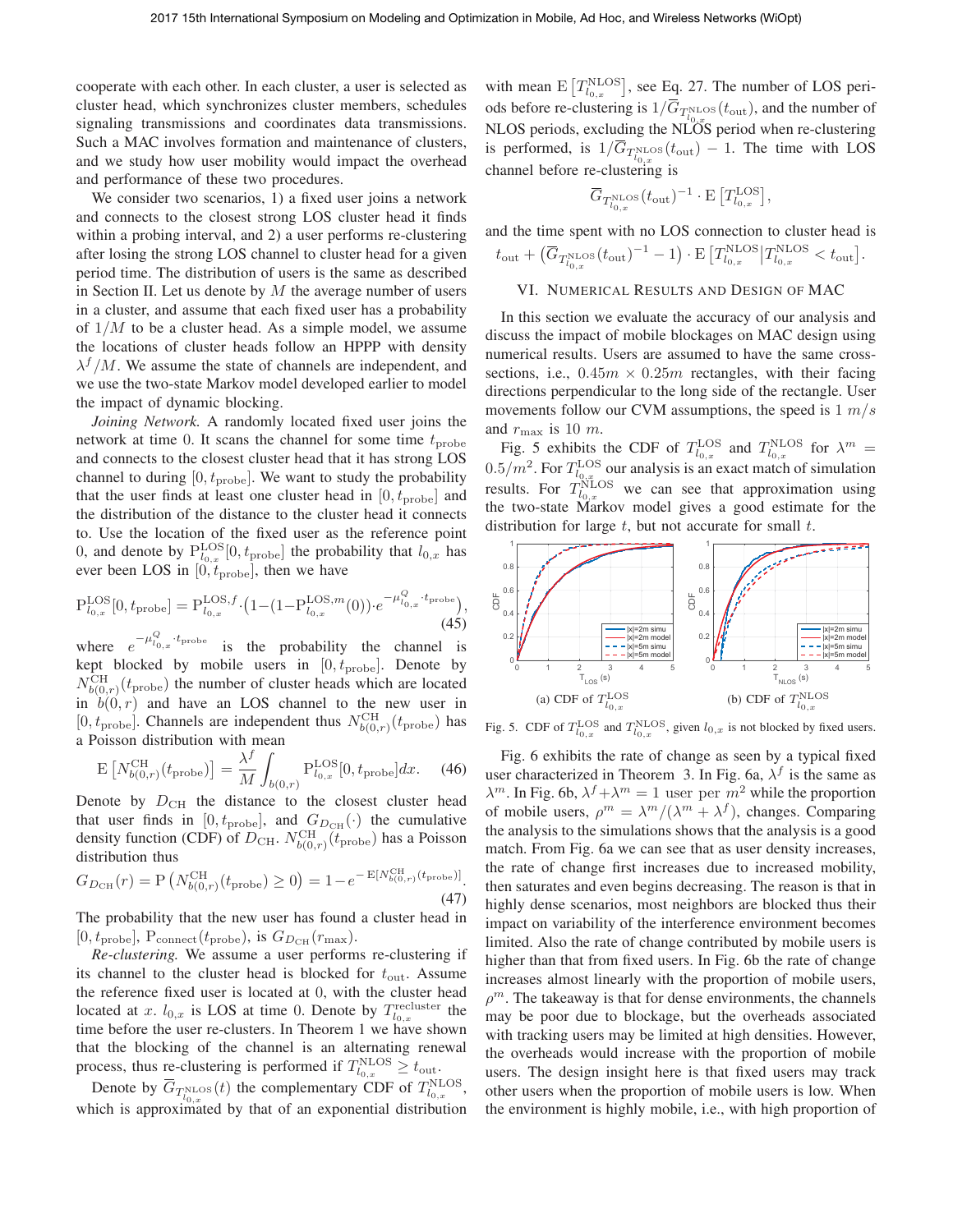cooperate with each other. In each cluster, a user is selected as cluster head, which synchronizes cluster members, schedules signaling transmissions and coordinates data transmissions. Such a MAC involves formation and maintenance of clusters, and we study how user mobility would impact the overhead and performance of these two procedures.

We consider two scenarios, 1) a fixed user joins a network and connects to the closest strong LOS cluster head it finds within a probing interval, and 2) a user performs re-clustering after losing the strong LOS channel to cluster head for a given period time. The distribution of users is the same as described in Section II. Let us denote by $M$ the average number of users in a cluster, and assume that each fixed user has a probability of $1/M$ to be a cluster head. As a simple model, we assume the locations of cluster heads follow an HPPP with density $\lambda^f/M$. We assume the state of channels are independent, and we use the two-state Markov model developed earlier to model the impact of dynamic blocking.

*Joining Network.* A randomly located fixed user joins the network at time 0. It scans the channel for some time $t_{\mathrm{probe}}$ and connects to the closest cluster head that it has strong LOS channel to during $[0, t_{\mathrm{probe}}]$. We want to study the probability that the user finds at least one cluster head in $[0, t_{\mathrm{probe}}]$ and the distribution of the distance to the cluster head it connects to. Use the location of the fixed user as the reference point 0, and denote by $\mathrm{P}^{\mathrm{LOS}}_{l_{0,x}}[0, t_{\mathrm{probe}}]$ the probability that $l_{0,x}$ has ever been LOS in $[0, t_{\mathrm{probe}}]$, then we have

$$\mathrm{P}^{\mathrm{LOS}}_{l_{0,x}}[0, t_{\mathrm{probe}}] = \mathrm{P}^{\mathrm{LOS},f}_{l_{0,x}} \cdot \left(1 - (1 - \mathrm{P}^{\mathrm{LOS},m}_{l_{0,x}}(0)) \cdot e^{-\mu^{Q}_{l_{0,x}} \cdot t_{\mathrm{probe}}}\right), \tag{45}$$

where $e^{-\mu^{Q}_{l_{0,x}} \cdot t_{\mathrm{probe}}}$ is the probability the channel is kept blocked by mobile users in $[0, t_{\mathrm{probe}}]$. Denote by $N^{\mathrm{CH}}_{b(0,r)}(t_{\mathrm{probe}})$ the number of cluster heads which are located in $b(0, r)$ and have an LOS channel to the new user in $[0, t_{\mathrm{probe}}]$. Channels are independent thus $N^{\mathrm{CH}}_{b(0,r)}(t_{\mathrm{probe}})$ has a Poisson distribution with mean

$$\mathrm{E}\left[N^{\mathrm{CH}}_{b(0,r)}(t_{\mathrm{probe}})\right] = \frac{\lambda^f}{M} \int_{b(0,r)} \mathrm{P}^{\mathrm{LOS}}_{l_{0,x}}[0, t_{\mathrm{probe}}] dx. \tag{46}$$

Denote by $D_{\mathrm{CH}}$ the distance to the closest cluster head that user finds in $[0, t_{\mathrm{probe}}]$, and $G_{D_{\mathrm{CH}}}(\cdot)$ the cumulative density function (CDF) of $D_{\mathrm{CH}}$. $N^{\mathrm{CH}}_{b(0,r)}(t_{\mathrm{probe}})$ has a Poisson distribution thus

$$G_{D_{\mathrm{CH}}}(r) = \mathrm{P}\left(N^{\mathrm{CH}}_{b(0,r)}(t_{\mathrm{probe}}) \geq 0\right) = 1 - e^{-\mathrm{E}[N^{\mathrm{CH}}_{b(0,r)}(t_{\mathrm{probe}})]}. \tag{47}$$

The probability that the new user has found a cluster head in $[0, t_{\mathrm{probe}}]$, $\mathrm{P}_{\mathrm{connect}}(t_{\mathrm{probe}})$, is $G_{D_{\mathrm{CH}}}(r_{\max})$.

*Re-clustering.* We assume a user performs re-clustering if its channel to the cluster head is blocked for $t_{\mathrm{out}}$. Assume the reference fixed user is located at 0, with the cluster head located at $x$. $l_{0,x}$ is LOS at time 0. Denote by $T^{\mathrm{recluster}}_{l_{0,x}}$ the time before the user re-clusters. In Theorem 1 we have shown that the blocking of the channel is an alternating renewal process, thus re-clustering is performed if $T^{\mathrm{NLOS}}_{l_{0,x}} \geq t_{\mathrm{out}}$.

Denote by $\overline{G}_{T^{\mathrm{NLOS}}_{l_{0,x}}}(t)$ the complementary CDF of $T^{\mathrm{NLOS}}_{l_{0,x}}$, which is approximated by that of an exponential distribution with mean $\mathrm{E}\left[T^{\mathrm{NLOS}}_{l_{0,x}}\right]$, see Eq. 27. The number of LOS periods before re-clustering is $1/\overline{G}_{T^{\mathrm{NLOS}}_{l_{0,x}}}(t_{\mathrm{out}})$, and the number of NLOS periods, excluding the NLOS period when re-clustering is performed, is $1/\overline{G}_{T^{\mathrm{NLOS}}_{l_{0,x}}}(t_{\mathrm{out}}) - 1$. The time with LOS channel before re-clustering is

$$\overline{G}_{T^{\mathrm{NLOS}}_{l_{0,x}}}(t_{\mathrm{out}})^{-1} \cdot \mathrm{E}\left[T^{\mathrm{LOS}}_{l_{0,x}}\right],$$

and the time spent with no LOS connection to cluster head is

$$t_{\mathrm{out}} + \left(\overline{G}_{T^{\mathrm{NLOS}}_{l_{0,x}}}(t_{\mathrm{out}})^{-1} - 1\right) \cdot \mathrm{E}\left[T^{\mathrm{NLOS}}_{l_{0,x}} \middle| T^{\mathrm{NLOS}}_{l_{0,x}} < t_{\mathrm{out}}\right].$$

## VI. Numerical Results and Design of MAC

In this section we evaluate the accuracy of our analysis and discuss the impact of mobile blockages on MAC design using numerical results. Users are assumed to have the same cross-sections, i.e., $0.45m \times 0.25m$ rectangles, with their facing directions perpendicular to the long side of the rectangle. User movements follow our CVM assumptions, the speed is $1\ m/s$ and $r_{\max}$ is $10\ m$.

Fig. 5 exhibits the CDF of $T^{\mathrm{LOS}}_{l_{0,x}}$ and $T^{\mathrm{NLOS}}_{l_{0,x}}$ for $\lambda^m = 0.5/m^2$. For $T^{\mathrm{LOS}}_{l_{0,x}}$ our analysis is an exact match of simulation results. For $T^{\mathrm{NLOS}}_{l_{0,x}}$ we can see that approximation using the two-state Markov model gives a good estimate for the distribution for large $t$, but not accurate for small $t$.

(a) CDF of $T^{\mathrm{LOS}}_{l_{0,x}}$ (b) CDF of $T^{\mathrm{NLOS}}_{l_{0,x}}$

Fig. 5. CDF of $T^{\mathrm{LOS}}_{l_{0,x}}$ and $T^{\mathrm{NLOS}}_{l_{0,x}}$, given $l_{0,x}$ is not blocked by fixed users.

Fig. 6 exhibits the rate of change as seen by a typical fixed user characterized in Theorem 3. In Fig. 6a, $\lambda^f$ is the same as $\lambda^m$. In Fig. 6b, $\lambda^f + \lambda^m = 1$ user per $m^2$ while the proportion of mobile users, $\rho^m = \lambda^m/(\lambda^m + \lambda^f)$, changes. Comparing the analysis to the simulations shows that the analysis is a good match. From Fig. 6a we can see that as user density increases, the rate of change first increases due to increased mobility, then saturates and even begins decreasing. The reason is that in highly dense scenarios, most neighbors are blocked thus their impact on variability of the interference environment becomes limited. Also the rate of change contributed by mobile users is higher than that from fixed users. In Fig. 6b the rate of change increases almost linearly with the proportion of mobile users, $\rho^m$. The takeaway is that for dense environments, the channels may be poor due to blockage, but the overheads associated with tracking users may be limited at high densities. However, the overheads would increase with the proportion of mobile users. The design insight here is that fixed users may track other users when the proportion of mobile users is low. When the environment is highly mobile, i.e., with high proportion of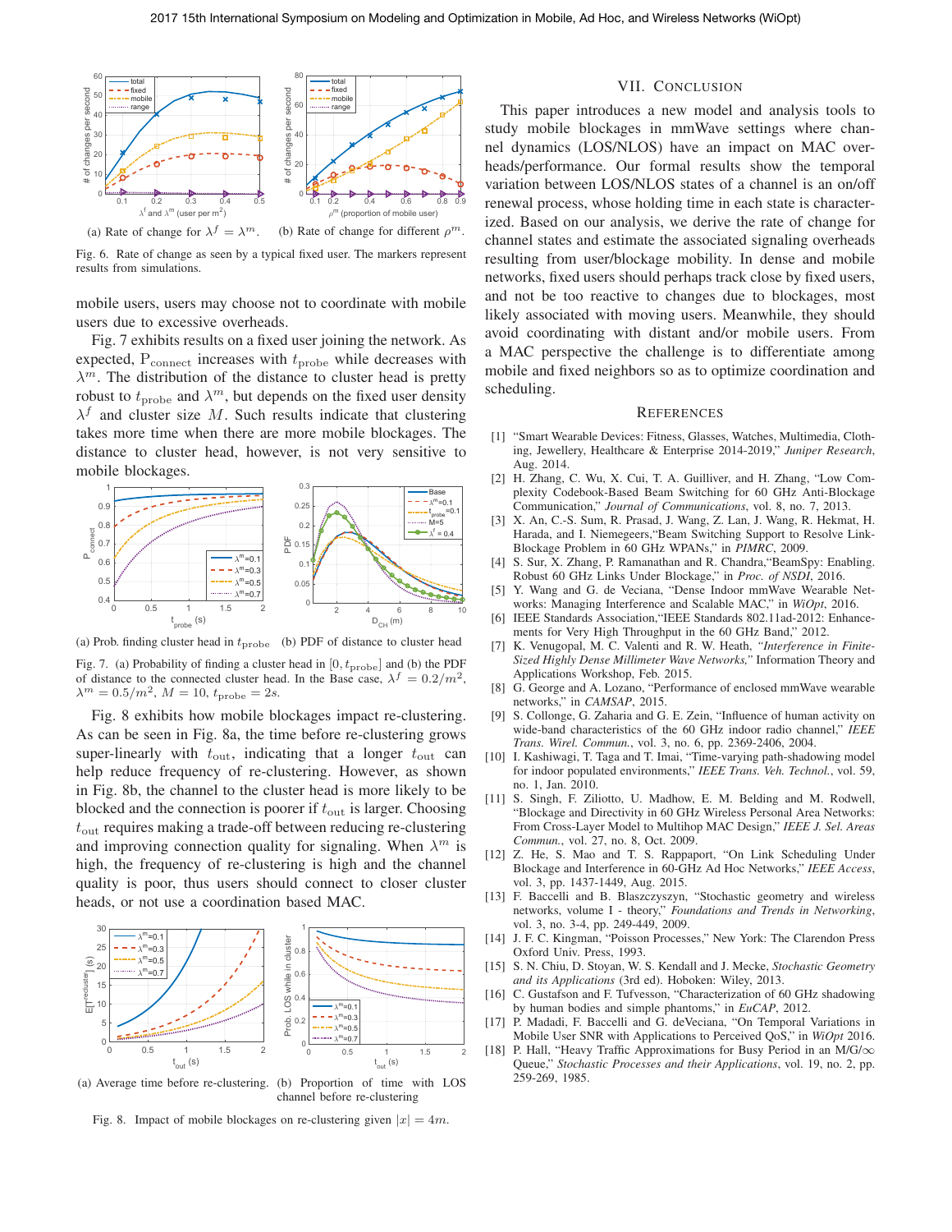60
50
40
30
20
10
0

# of changes per second

total
fixed
mobile
range

0.1 0.2 0.3 0.4 0.5

$\lambda^f$ and $\lambda^m$ (user per m$^2$)

(a) Rate of change for $\lambda^f = \lambda^m$.

80
60
40
20
0

# of changes per second

total
fixed
mobile
range

0.1 0.2 0.4 0.6 0.8 0.9

$\rho^m$ (proportion of mobile user)

(b) Rate of change for different $\rho^m$.

Fig. 6. Rate of change as seen by a typical fixed user. The markers represent results from simulations.

mobile users, users may choose not to coordinate with mobile users due to excessive overheads.

Fig. 7 exhibits results on a fixed user joining the network. As expected, $\mathrm{P}_{\text{connect}}$ increases with $t_{\text{probe}}$ while decreases with $\lambda^m$. The distribution of the distance to cluster head is pretty robust to $t_{\text{probe}}$ and $\lambda^m$, but depends on the fixed user density $\lambda^f$ and cluster size $M$. Such results indicate that clustering takes more time when there are more mobile blockages. The distance to cluster head, however, is not very sensitive to mobile blockages.

1
0.9
0.8
0.7
0.6
0.5
0.4

$\mathrm{P}_{\text{connect}}$

$\lambda^m$=0.1
$\lambda^m$=0.3
$\lambda^m$=0.5
$\lambda^m$=0.7

0 0.5 1 1.5 2

$t_{\text{probe}}$ (s)

(a) Prob. finding cluster head in $t_{\text{probe}}$

0.3
0.25
0.2
0.15
0.1
0.05
0

PDF

Base
$\lambda^m$=0.1
$t_{\text{probe}}$=0.1
M=5
$\lambda^f$ = 0.4

2 4 6 8 10

$D_{\text{CH}}$ (m)

(b) PDF of distance to cluster head

Fig. 7. (a) Probability of finding a cluster head in $[0, t_{\text{probe}}]$ and (b) the PDF of distance to the connected cluster head. In the Base case, $\lambda^f = 0.2/m^2$, $\lambda^m = 0.5/m^2$, $M = 10$, $t_{\text{probe}} = 2s$.

Fig. 8 exhibits how mobile blockages impact re-clustering. As can be seen in Fig. 8a, the time before re-clustering grows super-linearly with $t_{\text{out}}$, indicating that a longer $t_{\text{out}}$ can help reduce frequency of re-clustering. However, as shown in Fig. 8b, the channel to the cluster head is more likely to be blocked and the connection is poorer if $t_{\text{out}}$ is larger. Choosing $t_{\text{out}}$ requires making a trade-off between reducing re-clustering and improving connection quality for signaling. When $\lambda^m$ is high, the frequency of re-clustering is high and the channel quality is poor, thus users should connect to closer cluster heads, or not use a coordination based MAC.

30
25
20
15
10
5
0

$\mathrm{E}[T^{\text{recluster}}]$ (s)

$\lambda^m$=0.1
$\lambda^m$=0.3
$\lambda^m$=0.5
$\lambda^m$=0.7

0 0.5 1 1.5 2

$t_{\text{out}}$ (s)

(a) Average time before re-clustering.

1
0.8
0.6
0.4
0.2
0

Prob. LOS while in cluster

$\lambda^m$=0.1
$\lambda^m$=0.3
$\lambda^m$=0.5
$\lambda^m$=0.7

0 0.5 1 1.5 2

$t_{\text{out}}$ (s)

(b) Proportion of time with LOS channel before re-clustering

Fig. 8. Impact of mobile blockages on re-clustering given $|x| = 4m$.

## VII. Conclusion

This paper introduces a new model and analysis tools to study mobile blockages in mmWave settings where channel dynamics (LOS/NLOS) have an impact on MAC overheads/performance. Our formal results show the temporal variation between LOS/NLOS states of a channel is an on/off renewal process, whose holding time in each state is characterized. Based on our analysis, we derive the rate of change for channel states and estimate the associated signaling overheads resulting from user/blockage mobility. In dense and mobile networks, fixed users should perhaps track close by fixed users, and not be too reactive to changes due to blockages, most likely associated with moving users. Meanwhile, they should avoid coordinating with distant and/or mobile users. From a MAC perspective the challenge is to differentiate among mobile and fixed neighbors so as to optimize coordination and scheduling.

## References

[1] "Smart Wearable Devices: Fitness, Glasses, Watches, Multimedia, Clothing, Jewellery, Healthcare & Enterprise 2014-2019," *Juniper Research*, Aug. 2014.

[2] H. Zhang, C. Wu, X. Cui, T. A. Guilliver, and H. Zhang, "Low Complexity Codebook-Based Beam Switching for 60 GHz Anti-Blockage Communication," *Journal of Communications*, vol. 8, no. 7, 2013.

[3] X. An, C.-S. Sum, R. Prasad, J. Wang, Z. Lan, J. Wang, R. Hekmat, H. Harada, and I. Niemegeers,"Beam Switching Support to Resolve Link-Blockage Problem in 60 GHz WPANs," in *PIMRC*, 2009.

[4] S. Sur, X. Zhang, P. Ramanathan and R. Chandra,"BeamSpy: Enabling. Robust 60 GHz Links Under Blockage," in *Proc. of NSDI*, 2016.

[5] Y. Wang and G. de Veciana, "Dense Indoor mmWave Wearable Networks: Managing Interference and Scalable MAC," in *WiOpt*, 2016.

[6] IEEE Standards Association,"IEEE Standards 802.11ad-2012: Enhancements for Very High Throughput in the 60 GHz Band," 2012.

[7] K. Venugopal, M. C. Valenti and R. W. Heath, *"Interference in Finite-Sized Highly Dense Millimeter Wave Networks,"* Information Theory and Applications Workshop, Feb. 2015.

[8] G. George and A. Lozano, "Performance of enclosed mmWave wearable networks," in *CAMSAP*, 2015.

[9] S. Collonge, G. Zaharia and G. E. Zein, "Influence of human activity on wide-band characteristics of the 60 GHz indoor radio channel," *IEEE Trans. Wirel. Commun.*, vol. 3, no. 6, pp. 2369-2406, 2004.

[10] I. Kashiwagi, T. Taga and T. Imai, "Time-varying path-shadowing model for indoor populated environments," *IEEE Trans. Veh. Technol.*, vol. 59, no. 1, Jan. 2010.

[11] S. Singh, F. Ziliotto, U. Madhow, E. M. Belding and M. Rodwell, "Blockage and Directivity in 60 GHz Wireless Personal Area Networks: From Cross-Layer Model to Multihop MAC Design," *IEEE J. Sel. Areas Commun.*, vol. 27, no. 8, Oct. 2009.

[12] Z. He, S. Mao and T. S. Rappaport, "On Link Scheduling Under Blockage and Interference in 60-GHz Ad Hoc Networks," *IEEE Access*, vol. 3, pp. 1437-1449, Aug. 2015.

[13] F. Baccelli and B. Blaszczyszyn, "Stochastic geometry and wireless networks, volume I - theory," *Foundations and Trends in Networking*, vol. 3, no. 3-4, pp. 249-449, 2009.

[14] J. F. C. Kingman, "Poisson Processes," New York: The Clarendon Press Oxford Univ. Press, 1993.

[15] S. N. Chiu, D. Stoyan, W. S. Kendall and J. Mecke, *Stochastic Geometry and its Applications* (3rd ed). Hoboken: Wiley, 2013.

[16] C. Gustafson and F. Tufvesson, "Characterization of 60 GHz shadowing by human bodies and simple phantoms," in *EuCAP*, 2012.

[17] P. Madadi, F. Baccelli and G. deVeciana, "On Temporal Variations in Mobile User SNR with Applications to Perceived QoS," in *WiOpt* 2016.

[18] P. Hall, "Heavy Traffic Approximations for Busy Period in an M/G/∞ Queue," *Stochastic Processes and their Applications*, vol. 19, no. 2, pp. 259-269, 1985.